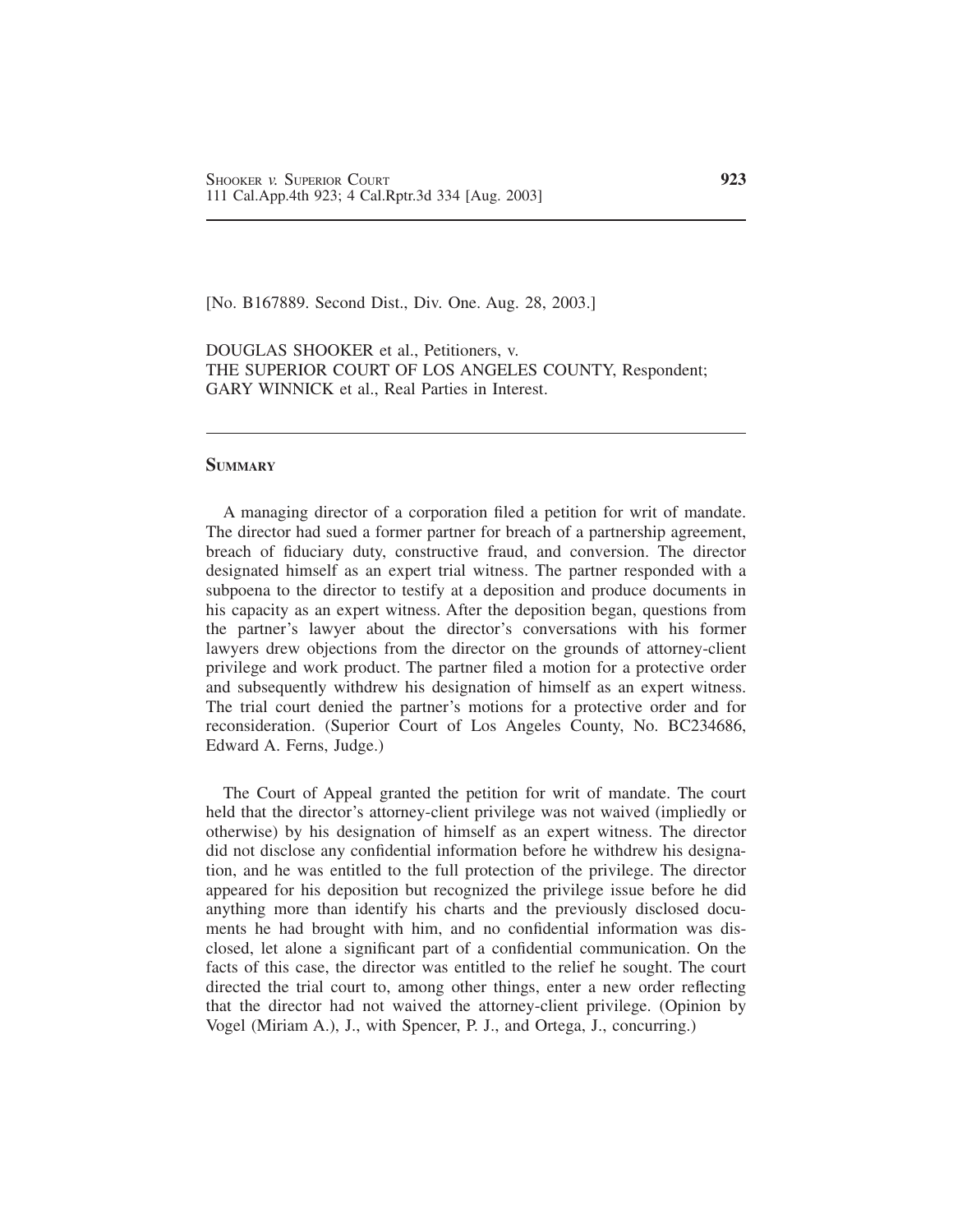[No. B167889. Second Dist., Div. One. Aug. 28, 2003.]

DOUGLAS SHOOKER et al., Petitioners, v.
THE SUPERIOR COURT OF LOS ANGELES COUNTY, Respondent;
GARY WINNICK et al., Real Parties in Interest.

---

## SUMMARY

A managing director of a corporation filed a petition for writ of mandate. The director had sued a former partner for breach of a partnership agreement, breach of fiduciary duty, constructive fraud, and conversion. The director designated himself as an expert trial witness. The partner responded with a subpoena to the director to testify at a deposition and produce documents in his capacity as an expert witness. After the deposition began, questions from the partner's lawyer about the director's conversations with his former lawyers drew objections from the director on the grounds of attorney-client privilege and work product. The partner filed a motion for a protective order and subsequently withdrew his designation of himself as an expert witness. The trial court denied the partner's motions for a protective order and for reconsideration. (Superior Court of Los Angeles County, No. BC234686, Edward A. Ferns, Judge.)

The Court of Appeal granted the petition for writ of mandate. The court held that the director's attorney-client privilege was not waived (impliedly or otherwise) by his designation of himself as an expert witness. The director did not disclose any confidential information before he withdrew his designation, and he was entitled to the full protection of the privilege. The director appeared for his deposition but recognized the privilege issue before he did anything more than identify his charts and the previously disclosed documents he had brought with him, and no confidential information was disclosed, let alone a significant part of a confidential communication. On the facts of this case, the director was entitled to the relief he sought. The court directed the trial court to, among other things, enter a new order reflecting that the director had not waived the attorney-client privilege. (Opinion by Vogel (Miriam A.), J., with Spencer, P. J., and Ortega, J., concurring.)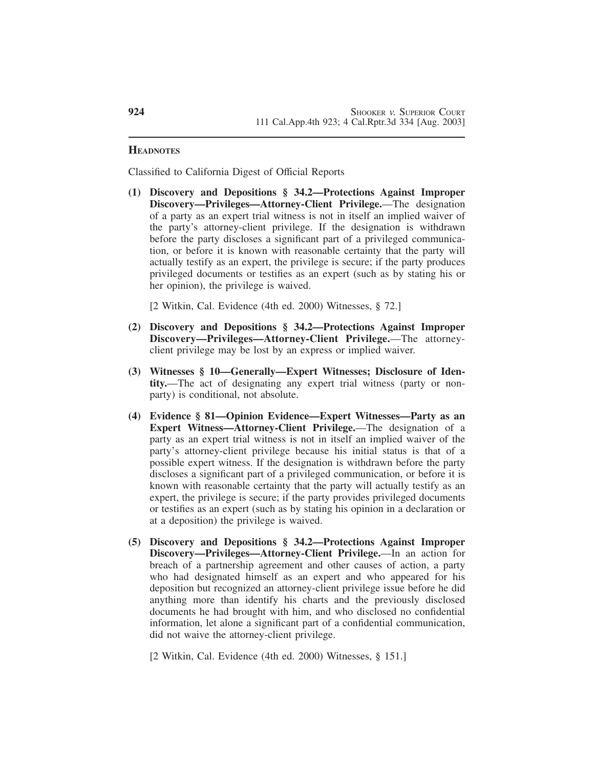## HEADNOTES

Classified to California Digest of Official Reports

**(1) Discovery and Depositions § 34.2—Protections Against Improper Discovery—Privileges—Attorney-Client Privilege.**—The designation of a party as an expert trial witness is not in itself an implied waiver of the party's attorney-client privilege. If the designation is withdrawn before the party discloses a significant part of a privileged communication, or before it is known with reasonable certainty that the party will actually testify as an expert, the privilege is secure; if the party produces privileged documents or testifies as an expert (such as by stating his or her opinion), the privilege is waived.

[2 Witkin, Cal. Evidence (4th ed. 2000) Witnesses, § 72.]

**(2) Discovery and Depositions § 34.2—Protections Against Improper Discovery—Privileges—Attorney-Client Privilege.**—The attorney-client privilege may be lost by an express or implied waiver.

**(3) Witnesses § 10—Generally—Expert Witnesses; Disclosure of Identity.**—The act of designating any expert trial witness (party or nonparty) is conditional, not absolute.

**(4) Evidence § 81—Opinion Evidence—Expert Witnesses—Party as an Expert Witness—Attorney-Client Privilege.**—The designation of a party as an expert trial witness is not in itself an implied waiver of the party's attorney-client privilege because his initial status is that of a possible expert witness. If the designation is withdrawn before the party discloses a significant part of a privileged communication, or before it is known with reasonable certainty that the party will actually testify as an expert, the privilege is secure; if the party provides privileged documents or testifies as an expert (such as by stating his opinion in a declaration or at a deposition) the privilege is waived.

**(5) Discovery and Depositions § 34.2—Protections Against Improper Discovery—Privileges—Attorney-Client Privilege.**—In an action for breach of a partnership agreement and other causes of action, a party who had designated himself as an expert and who appeared for his deposition but recognized an attorney-client privilege issue before he did anything more than identify his charts and the previously disclosed documents he had brought with him, and who disclosed no confidential information, let alone a significant part of a confidential communication, did not waive the attorney-client privilege.

[2 Witkin, Cal. Evidence (4th ed. 2000) Witnesses, § 151.]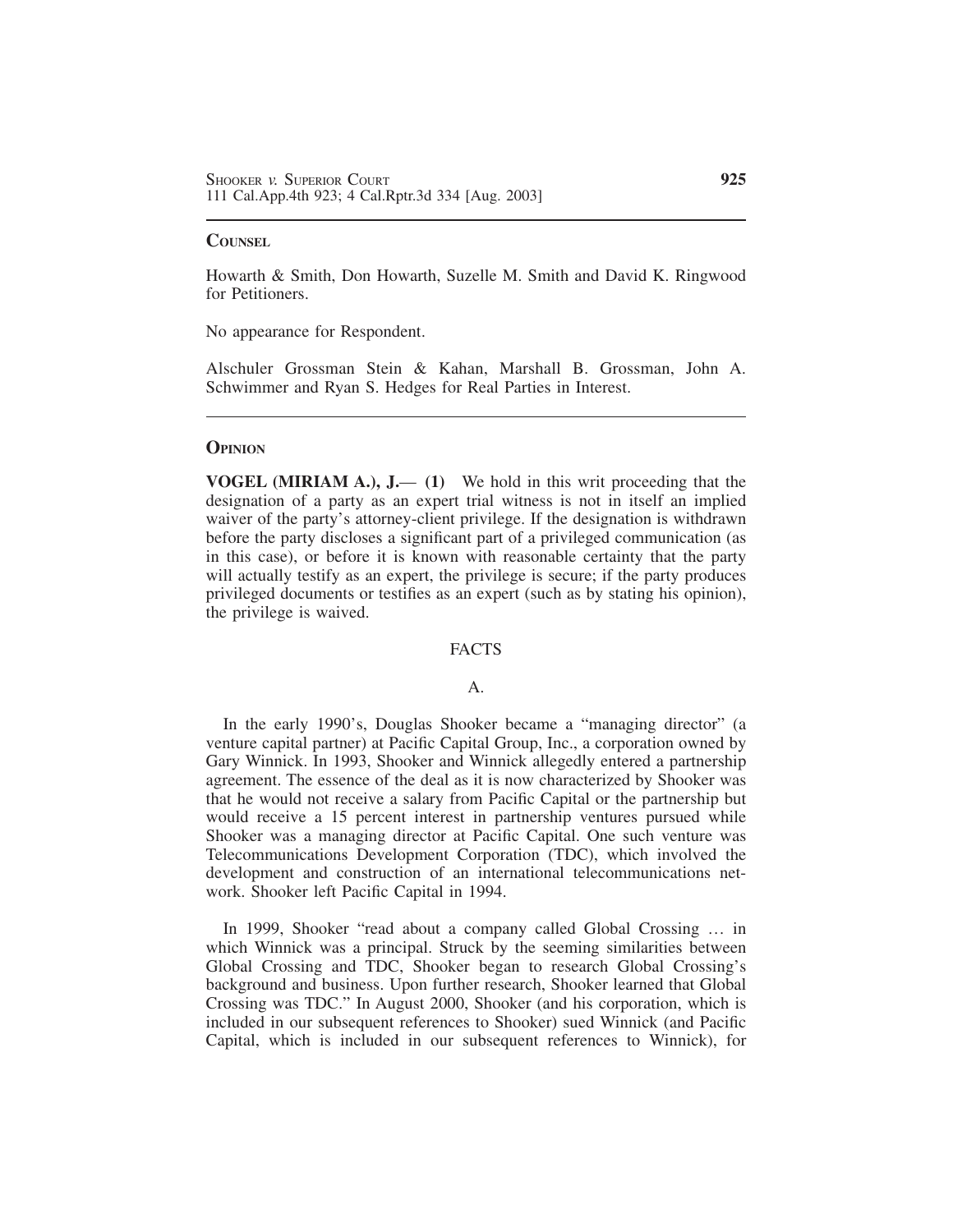## Counsel

Howarth & Smith, Don Howarth, Suzelle M. Smith and David K. Ringwood for Petitioners.

No appearance for Respondent.

Alschuler Grossman Stein & Kahan, Marshall B. Grossman, John A. Schwimmer and Ryan S. Hedges for Real Parties in Interest.

## Opinion

**VOGEL (MIRIAM A.), J.— (1)** We hold in this writ proceeding that the designation of a party as an expert trial witness is not in itself an implied waiver of the party's attorney-client privilege. If the designation is withdrawn before the party discloses a significant part of a privileged communication (as in this case), or before it is known with reasonable certainty that the party will actually testify as an expert, the privilege is secure; if the party produces privileged documents or testifies as an expert (such as by stating his opinion), the privilege is waived.

### FACTS

#### A.

In the early 1990's, Douglas Shooker became a "managing director" (a venture capital partner) at Pacific Capital Group, Inc., a corporation owned by Gary Winnick. In 1993, Shooker and Winnick allegedly entered a partnership agreement. The essence of the deal as it is now characterized by Shooker was that he would not receive a salary from Pacific Capital or the partnership but would receive a 15 percent interest in partnership ventures pursued while Shooker was a managing director at Pacific Capital. One such venture was Telecommunications Development Corporation (TDC), which involved the development and construction of an international telecommunications network. Shooker left Pacific Capital in 1994.

In 1999, Shooker "read about a company called Global Crossing … in which Winnick was a principal. Struck by the seeming similarities between Global Crossing and TDC, Shooker began to research Global Crossing's background and business. Upon further research, Shooker learned that Global Crossing was TDC." In August 2000, Shooker (and his corporation, which is included in our subsequent references to Shooker) sued Winnick (and Pacific Capital, which is included in our subsequent references to Winnick), for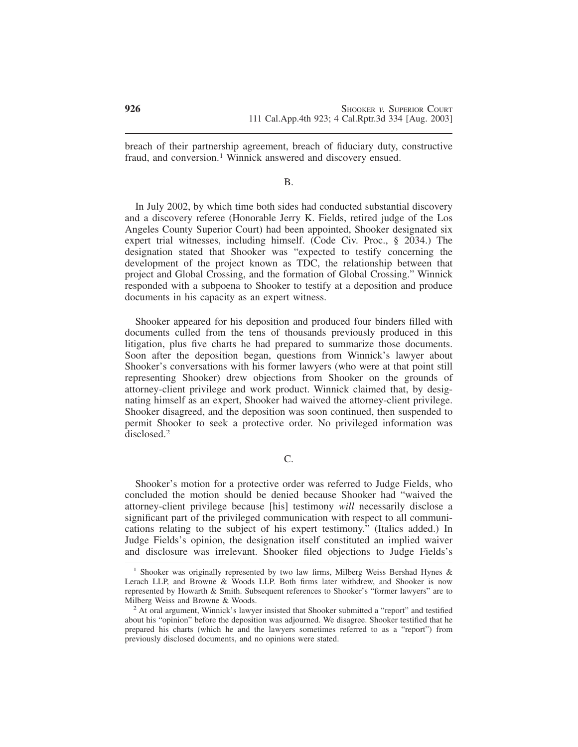breach of their partnership agreement, breach of fiduciary duty, constructive fraud, and conversion.[1] Winnick answered and discovery ensued.

B.

In July 2002, by which time both sides had conducted substantial discovery and a discovery referee (Honorable Jerry K. Fields, retired judge of the Los Angeles County Superior Court) had been appointed, Shooker designated six expert trial witnesses, including himself. (Code Civ. Proc., § 2034.) The designation stated that Shooker was "expected to testify concerning the development of the project known as TDC, the relationship between that project and Global Crossing, and the formation of Global Crossing." Winnick responded with a subpoena to Shooker to testify at a deposition and produce documents in his capacity as an expert witness.

Shooker appeared for his deposition and produced four binders filled with documents culled from the tens of thousands previously produced in this litigation, plus five charts he had prepared to summarize those documents. Soon after the deposition began, questions from Winnick's lawyer about Shooker's conversations with his former lawyers (who were at that point still representing Shooker) drew objections from Shooker on the grounds of attorney-client privilege and work product. Winnick claimed that, by designating himself as an expert, Shooker had waived the attorney-client privilege. Shooker disagreed, and the deposition was soon continued, then suspended to permit Shooker to seek a protective order. No privileged information was disclosed.[2]

C.

Shooker's motion for a protective order was referred to Judge Fields, who concluded the motion should be denied because Shooker had "waived the attorney-client privilege because [his] testimony *will* necessarily disclose a significant part of the privileged communication with respect to all communications relating to the subject of his expert testimony." (Italics added.) In Judge Fields's opinion, the designation itself constituted an implied waiver and disclosure was irrelevant. Shooker filed objections to Judge Fields's

---

[1] Shooker was originally represented by two law firms, Milberg Weiss Bershad Hynes & Lerach LLP, and Browne & Woods LLP. Both firms later withdrew, and Shooker is now represented by Howarth & Smith. Subsequent references to Shooker's "former lawyers" are to Milberg Weiss and Browne & Woods.

[2] At oral argument, Winnick's lawyer insisted that Shooker submitted a "report" and testified about his "opinion" before the deposition was adjourned. We disagree. Shooker testified that he prepared his charts (which he and the lawyers sometimes referred to as a "report") from previously disclosed documents, and no opinions were stated.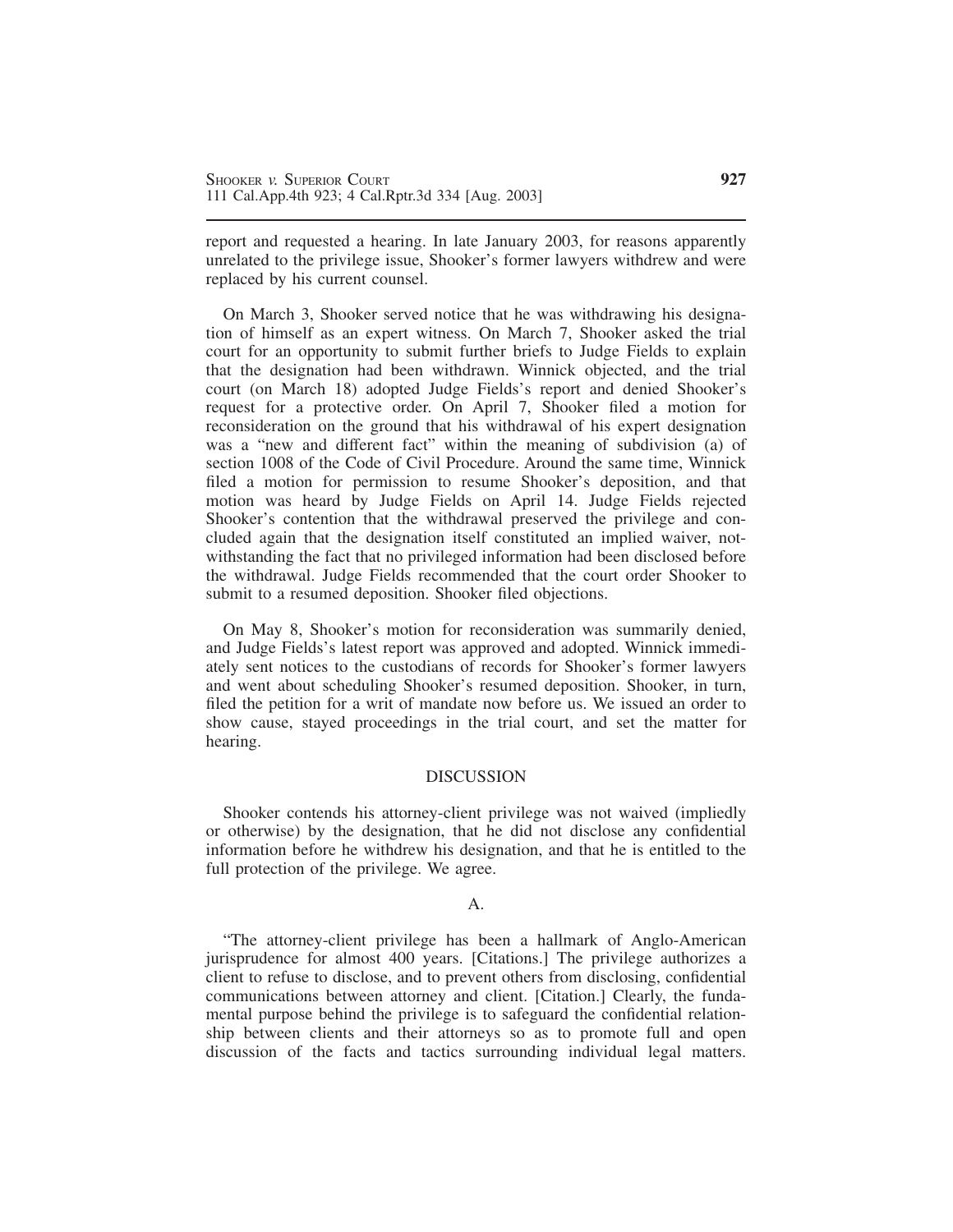report and requested a hearing. In late January 2003, for reasons apparently unrelated to the privilege issue, Shooker's former lawyers withdrew and were replaced by his current counsel.

On March 3, Shooker served notice that he was withdrawing his designation of himself as an expert witness. On March 7, Shooker asked the trial court for an opportunity to submit further briefs to Judge Fields to explain that the designation had been withdrawn. Winnick objected, and the trial court (on March 18) adopted Judge Fields's report and denied Shooker's request for a protective order. On April 7, Shooker filed a motion for reconsideration on the ground that his withdrawal of his expert designation was a "new and different fact" within the meaning of subdivision (a) of section 1008 of the Code of Civil Procedure. Around the same time, Winnick filed a motion for permission to resume Shooker's deposition, and that motion was heard by Judge Fields on April 14. Judge Fields rejected Shooker's contention that the withdrawal preserved the privilege and concluded again that the designation itself constituted an implied waiver, notwithstanding the fact that no privileged information had been disclosed before the withdrawal. Judge Fields recommended that the court order Shooker to submit to a resumed deposition. Shooker filed objections.

On May 8, Shooker's motion for reconsideration was summarily denied, and Judge Fields's latest report was approved and adopted. Winnick immediately sent notices to the custodians of records for Shooker's former lawyers and went about scheduling Shooker's resumed deposition. Shooker, in turn, filed the petition for a writ of mandate now before us. We issued an order to show cause, stayed proceedings in the trial court, and set the matter for hearing.

## DISCUSSION

Shooker contends his attorney-client privilege was not waived (impliedly or otherwise) by the designation, that he did not disclose any confidential information before he withdrew his designation, and that he is entitled to the full protection of the privilege. We agree.

### A.

"The attorney-client privilege has been a hallmark of Anglo-American jurisprudence for almost 400 years. [Citations.] The privilege authorizes a client to refuse to disclose, and to prevent others from disclosing, confidential communications between attorney and client. [Citation.] Clearly, the fundamental purpose behind the privilege is to safeguard the confidential relationship between clients and their attorneys so as to promote full and open discussion of the facts and tactics surrounding individual legal matters.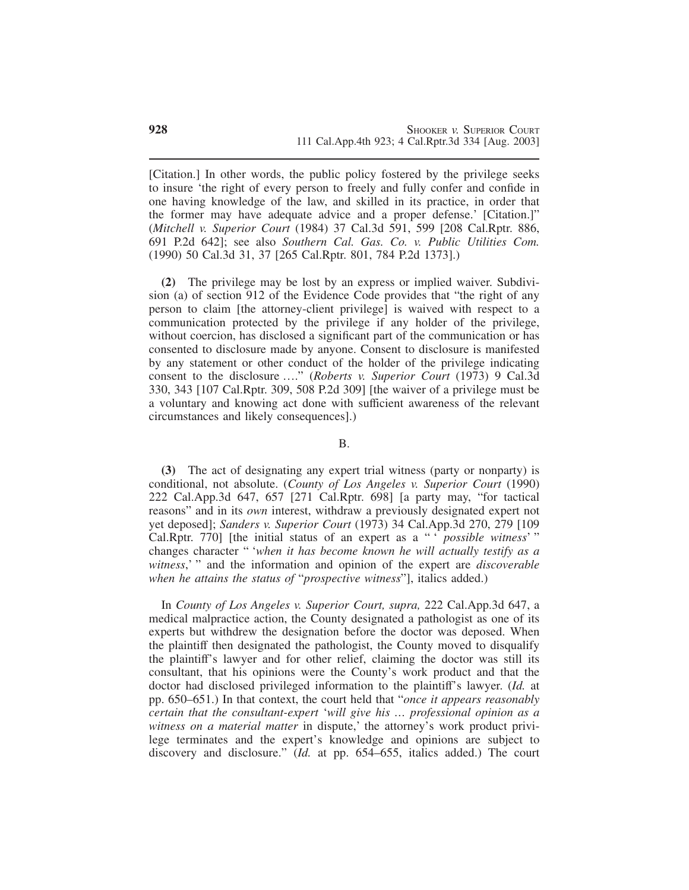[Citation.] In other words, the public policy fostered by the privilege seeks to insure 'the right of every person to freely and fully confer and confide in one having knowledge of the law, and skilled in its practice, in order that the former may have adequate advice and a proper defense.' [Citation.]" (*Mitchell v. Superior Court* (1984) 37 Cal.3d 591, 599 [208 Cal.Rptr. 886, 691 P.2d 642]; see also *Southern Cal. Gas. Co. v. Public Utilities Com.* (1990) 50 Cal.3d 31, 37 [265 Cal.Rptr. 801, 784 P.2d 1373].)

**(2)** The privilege may be lost by an express or implied waiver. Subdivision (a) of section 912 of the Evidence Code provides that "the right of any person to claim [the attorney-client privilege] is waived with respect to a communication protected by the privilege if any holder of the privilege, without coercion, has disclosed a significant part of the communication or has consented to disclosure made by anyone. Consent to disclosure is manifested by any statement or other conduct of the holder of the privilege indicating consent to the disclosure …." (*Roberts v. Superior Court* (1973) 9 Cal.3d 330, 343 [107 Cal.Rptr. 309, 508 P.2d 309] [the waiver of a privilege must be a voluntary and knowing act done with sufficient awareness of the relevant circumstances and likely consequences].)

B.

**(3)** The act of designating any expert trial witness (party or nonparty) is conditional, not absolute. (*County of Los Angeles v. Superior Court* (1990) 222 Cal.App.3d 647, 657 [271 Cal.Rptr. 698] [a party may, "for tactical reasons" and in its *own* interest, withdraw a previously designated expert not yet deposed]; *Sanders v. Superior Court* (1973) 34 Cal.App.3d 270, 279 [109 Cal.Rptr. 770] [the initial status of an expert as a " ' *possible witness*' " changes character " '*when it has become known he will actually testify as a witness*,' " and the information and opinion of the expert are *discoverable when he attains the status of* "*prospective witness*"], italics added.)

In *County of Los Angeles v. Superior Court, supra,* 222 Cal.App.3d 647, a medical malpractice action, the County designated a pathologist as one of its experts but withdrew the designation before the doctor was deposed. When the plaintiff then designated the pathologist, the County moved to disqualify the plaintiff's lawyer and for other relief, claiming the doctor was still its consultant, that his opinions were the County's work product and that the doctor had disclosed privileged information to the plaintiff's lawyer. (*Id.* at pp. 650–651.) In that context, the court held that "*once it appears reasonably certain that the consultant-expert 'will give his … professional opinion as a witness on a material matter* in dispute,' the attorney's work product privilege terminates and the expert's knowledge and opinions are subject to discovery and disclosure." (*Id.* at pp. 654–655, italics added.) The court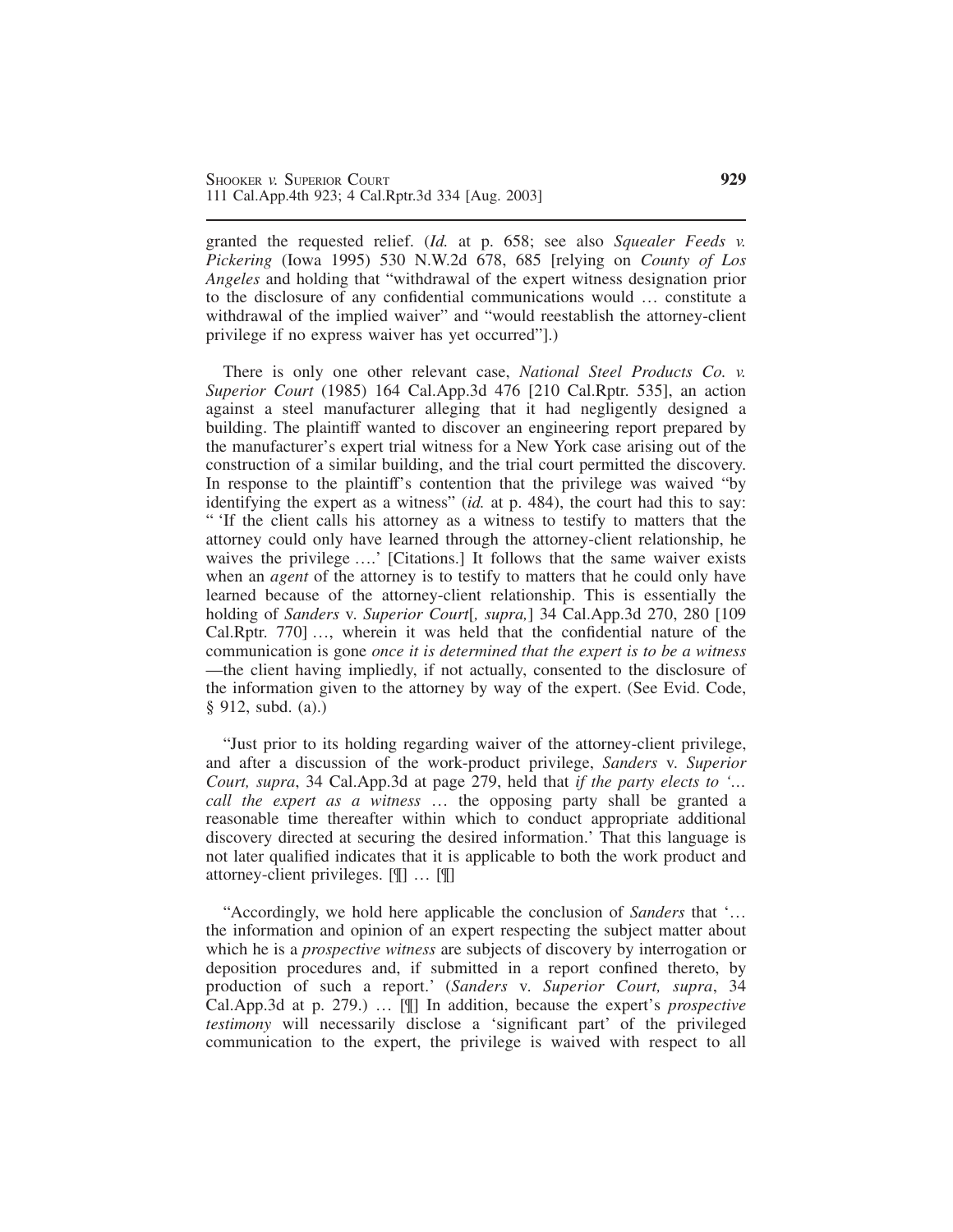granted the requested relief. (*Id.* at p. 658; see also *Squealer Feeds v. Pickering* (Iowa 1995) 530 N.W.2d 678, 685 [relying on *County of Los Angeles* and holding that "withdrawal of the expert witness designation prior to the disclosure of any confidential communications would … constitute a withdrawal of the implied waiver" and "would reestablish the attorney-client privilege if no express waiver has yet occurred"].)

There is only one other relevant case, *National Steel Products Co. v. Superior Court* (1985) 164 Cal.App.3d 476 [210 Cal.Rptr. 535], an action against a steel manufacturer alleging that it had negligently designed a building. The plaintiff wanted to discover an engineering report prepared by the manufacturer's expert trial witness for a New York case arising out of the construction of a similar building, and the trial court permitted the discovery. In response to the plaintiff's contention that the privilege was waived "by identifying the expert as a witness" (*id.* at p. 484), the court had this to say: " 'If the client calls his attorney as a witness to testify to matters that the attorney could only have learned through the attorney-client relationship, he waives the privilege ….' [Citations.] It follows that the same waiver exists when an *agent* of the attorney is to testify to matters that he could only have learned because of the attorney-client relationship. This is essentially the holding of *Sanders* v. *Superior Court*[*, supra,*] 34 Cal.App.3d 270, 280 [109 Cal.Rptr. 770] …, wherein it was held that the confidential nature of the communication is gone *once it is determined that the expert is to be a witness* —the client having impliedly, if not actually, consented to the disclosure of the information given to the attorney by way of the expert. (See Evid. Code, § 912, subd. (a).)

"Just prior to its holding regarding waiver of the attorney-client privilege, and after a discussion of the work-product privilege, *Sanders* v. *Superior Court, supra*, 34 Cal.App.3d at page 279, held that *if the party elects to '… call the expert as a witness* … the opposing party shall be granted a reasonable time thereafter within which to conduct appropriate additional discovery directed at securing the desired information.' That this language is not later qualified indicates that it is applicable to both the work product and attorney-client privileges. [¶] … [¶]

"Accordingly, we hold here applicable the conclusion of *Sanders* that '… the information and opinion of an expert respecting the subject matter about which he is a *prospective witness* are subjects of discovery by interrogation or deposition procedures and, if submitted in a report confined thereto, by production of such a report.' (*Sanders* v. *Superior Court, supra*, 34 Cal.App.3d at p. 279.) … [¶] In addition, because the expert's *prospective testimony* will necessarily disclose a 'significant part' of the privileged communication to the expert, the privilege is waived with respect to all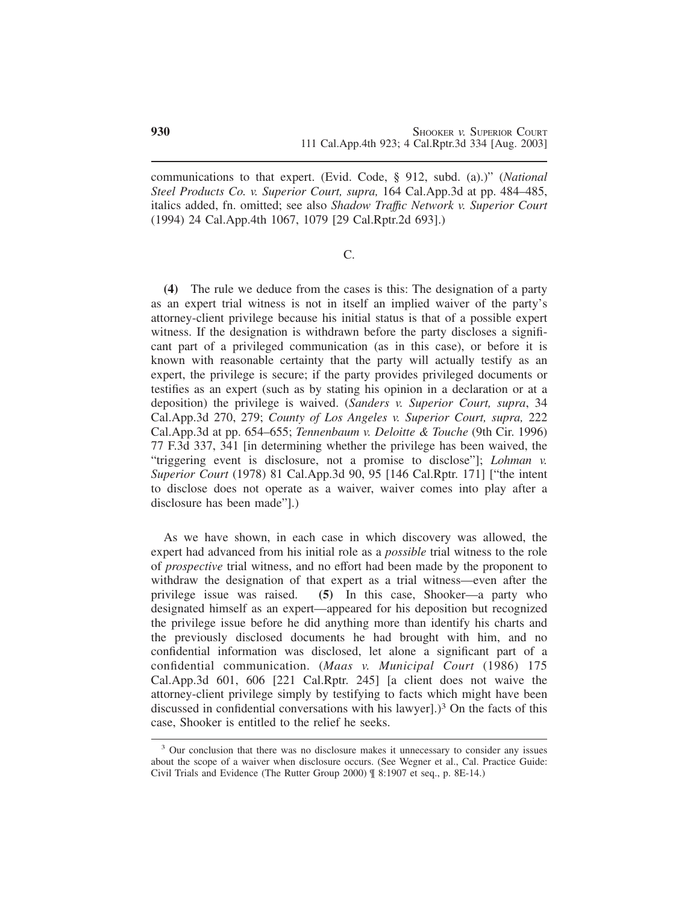communications to that expert. (Evid. Code, § 912, subd. (a).)" (*National Steel Products Co. v. Superior Court, supra,* 164 Cal.App.3d at pp. 484–485, italics added, fn. omitted; see also *Shadow Traffic Network v. Superior Court* (1994) 24 Cal.App.4th 1067, 1079 [29 Cal.Rptr.2d 693].)

C.

**(4)** The rule we deduce from the cases is this: The designation of a party as an expert trial witness is not in itself an implied waiver of the party's attorney-client privilege because his initial status is that of a possible expert witness. If the designation is withdrawn before the party discloses a significant part of a privileged communication (as in this case), or before it is known with reasonable certainty that the party will actually testify as an expert, the privilege is secure; if the party provides privileged documents or testifies as an expert (such as by stating his opinion in a declaration or at a deposition) the privilege is waived. (*Sanders v. Superior Court, supra*, 34 Cal.App.3d 270, 279; *County of Los Angeles v. Superior Court, supra,* 222 Cal.App.3d at pp. 654–655; *Tennenbaum v. Deloitte & Touche* (9th Cir. 1996) 77 F.3d 337, 341 [in determining whether the privilege has been waived, the "triggering event is disclosure, not a promise to disclose"]; *Lohman v. Superior Court* (1978) 81 Cal.App.3d 90, 95 [146 Cal.Rptr. 171] ["the intent to disclose does not operate as a waiver, waiver comes into play after a disclosure has been made"].)

As we have shown, in each case in which discovery was allowed, the expert had advanced from his initial role as a *possible* trial witness to the role of *prospective* trial witness, and no effort had been made by the proponent to withdraw the designation of that expert as a trial witness—even after the privilege issue was raised. **(5)** In this case, Shooker—a party who designated himself as an expert—appeared for his deposition but recognized the privilege issue before he did anything more than identify his charts and the previously disclosed documents he had brought with him, and no confidential information was disclosed, let alone a significant part of a confidential communication. (*Maas v. Municipal Court* (1986) 175 Cal.App.3d 601, 606 [221 Cal.Rptr. 245] [a client does not waive the attorney-client privilege simply by testifying to facts which might have been discussed in confidential conversations with his lawyer].)[3] On the facts of this case, Shooker is entitled to the relief he seeks.

[3] Our conclusion that there was no disclosure makes it unnecessary to consider any issues about the scope of a waiver when disclosure occurs. (See Wegner et al., Cal. Practice Guide: Civil Trials and Evidence (The Rutter Group 2000) ¶ 8:1907 et seq., p. 8E-14.)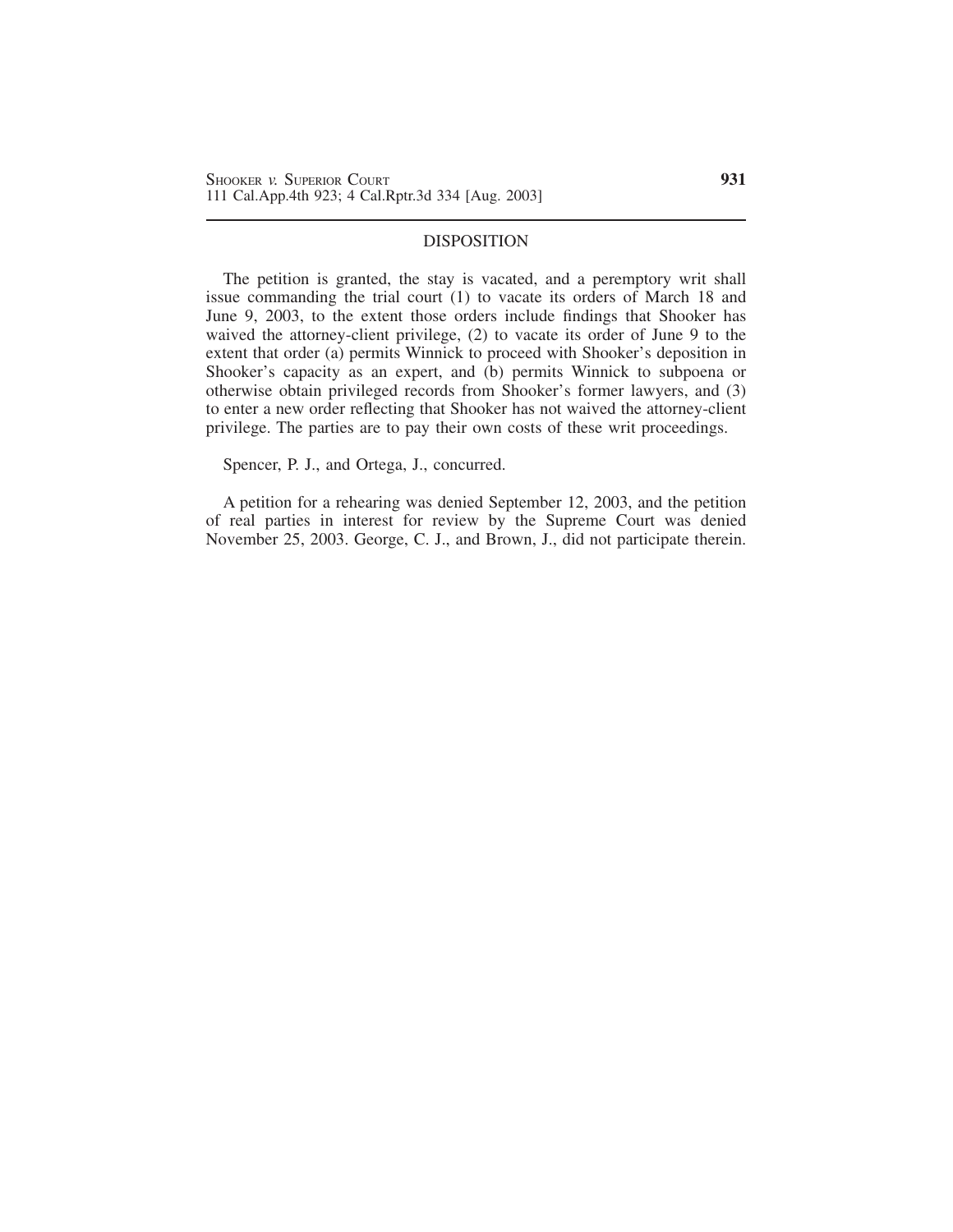## DISPOSITION

The petition is granted, the stay is vacated, and a peremptory writ shall issue commanding the trial court (1) to vacate its orders of March 18 and June 9, 2003, to the extent those orders include findings that Shooker has waived the attorney-client privilege, (2) to vacate its order of June 9 to the extent that order (a) permits Winnick to proceed with Shooker's deposition in Shooker's capacity as an expert, and (b) permits Winnick to subpoena or otherwise obtain privileged records from Shooker's former lawyers, and (3) to enter a new order reflecting that Shooker has not waived the attorney-client privilege. The parties are to pay their own costs of these writ proceedings.

Spencer, P. J., and Ortega, J., concurred.

A petition for a rehearing was denied September 12, 2003, and the petition of real parties in interest for review by the Supreme Court was denied November 25, 2003. George, C. J., and Brown, J., did not participate therein.